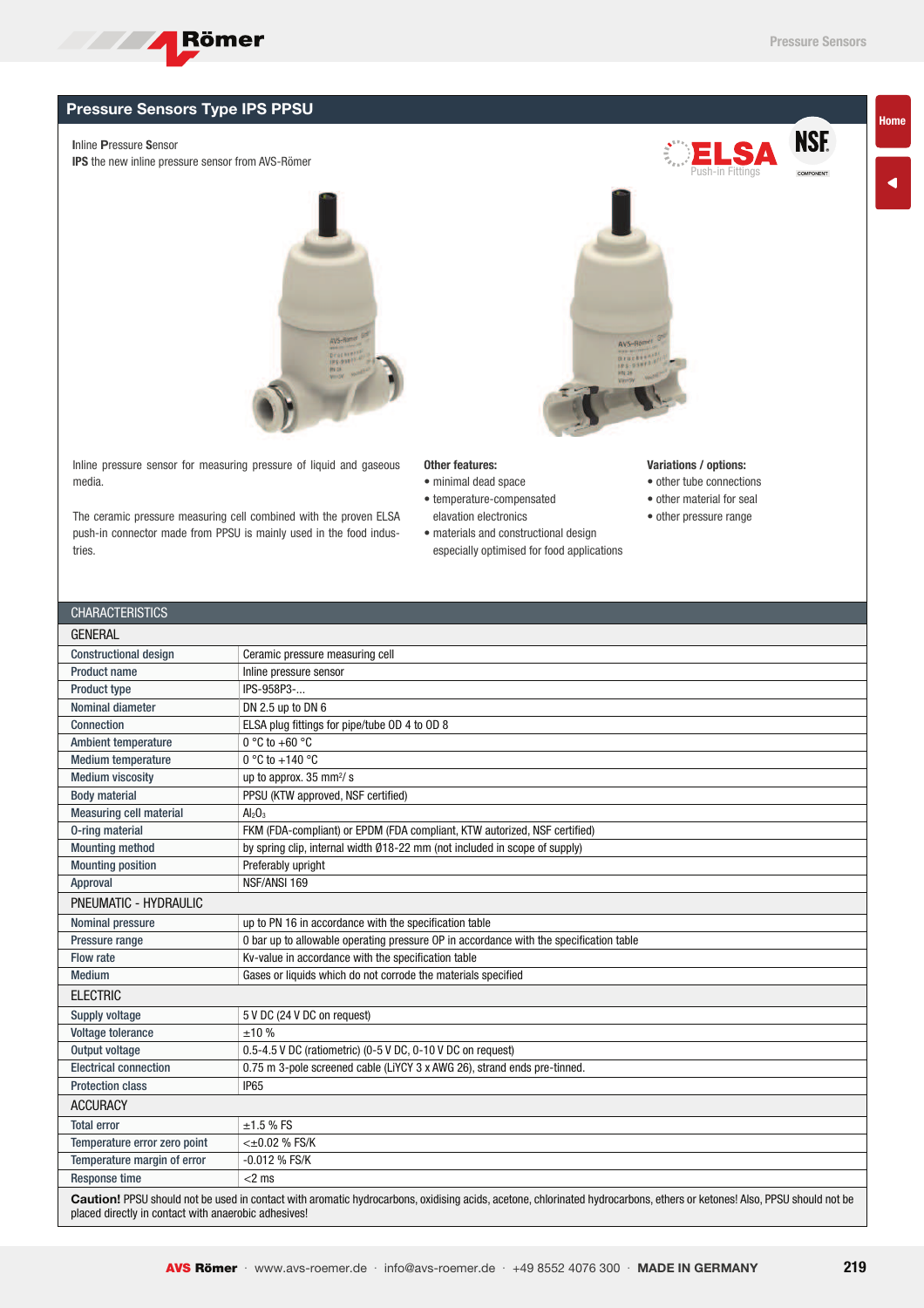# Pressure Sensors Type IPS PPSU

**I**nline **P**ressure **S**ensor
**IPS** the new inline pressure sensor from AVS-Römer

Inline pressure sensor for measuring pressure of liquid and gaseous media.

The ceramic pressure measuring cell combined with the proven ELSA push-in connector made from PPSU is mainly used in the food industries.

**Other features:**

- minimal dead space
- temperature-compensated elevation electronics
- materials and constructional design especially optimised for food applications

**Variations / options:**

- other tube connections
- other material for seal
- other pressure range

## CHARACTERISTICS

| GENERAL | |
|---|---|
| Constructional design | Ceramic pressure measuring cell |
| Product name | Inline pressure sensor |
| Product type | IPS-958P3-... |
| Nominal diameter | DN 2.5 up to DN 6 |
| Connection | ELSA plug fittings for pipe/tube OD 4 to OD 8 |
| Ambient temperature | 0 °C to +60 °C |
| Medium temperature | 0 °C to +140 °C |
| Medium viscosity | up to approx. 35 mm²/ s |
| Body material | PPSU (KTW approved, NSF certified) |
| Measuring cell material | $Al_2O_3$ |
| O-ring material | FKM (FDA-compliant) or EPDM (FDA compliant, KTW autorized, NSF certified) |
| Mounting method | by spring clip, internal width Ø18-22 mm (not included in scope of supply) |
| Mounting position | Preferably upright |
| Approval | NSF/ANSI 169 |
| **PNEUMATIC - HYDRAULIC** | |
| Nominal pressure | up to PN 16 in accordance with the specification table |
| Pressure range | 0 bar up to allowable operating pressure OP in accordance with the specification table |
| Flow rate | Kv-value in accordance with the specification table |
| Medium | Gases or liquids which do not corrode the materials specified |
| **ELECTRIC** | |
| Supply voltage | 5 V DC (24 V DC on request) |
| Voltage tolerance | ±10 % |
| Output voltage | 0.5-4.5 V DC (ratiometric) (0-5 V DC, 0-10 V DC on request) |
| Electrical connection | 0.75 m 3-pole screened cable (LiYCY 3 x AWG 26), strand ends pre-tinned. |
| Protection class | IP65 |
| **ACCURACY** | |
| Total error | ±1.5 % FS |
| Temperature error zero point | <±0.02 % FS/K |
| Temperature margin of error | -0.012 % FS/K |
| Response time | <2 ms |

**Caution!** PPSU should not be used in contact with aromatic hydrocarbons, oxidising acids, acetone, chlorinated hydrocarbons, ethers or ketones! Also, PPSU should not be placed directly in contact with anaerobic adhesives!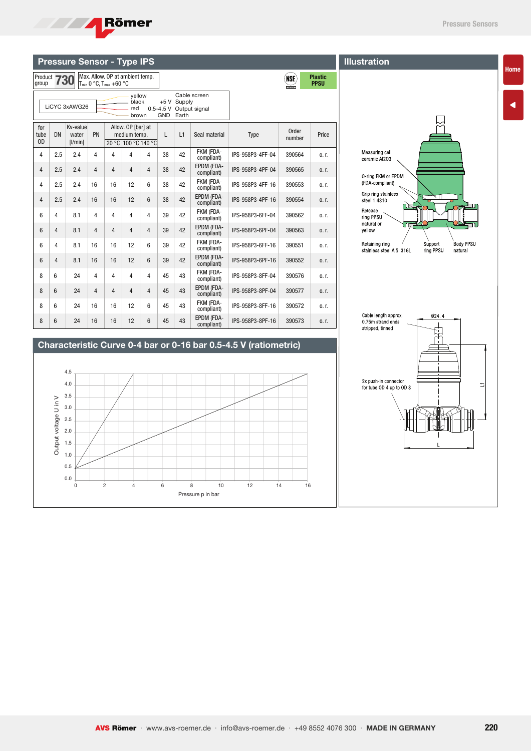## Pressure Sensor - Type IPS

Product group **730**

Max. Allow. OP at ambient temp. $T_{min}$ 0 °C, $T_{max}$ +60 °C

NSF · Plastic PPSU

LiCYC 3xAWG26

| Wire | | Cable screen |
|---|---|---|
| yellow | | |
| black | +5 V | Supply |
| red | 0.5-4.5 V | Output signal |
| brown | GND | Earth |

| for tube OD | DN | Kv-value water [l/min] | PN | Allow. OP [bar] at medium temp. | | | L | L1 | Seal material | Type | Order number | Price |
|---|---|---|---|---|---|---|---|---|---|---|---|---|
| | | | | 20 °C | 100 °C | 140 °C | | | | | | |
| 4 | 2.5 | 2.4 | 4 | 4 | 4 | 4 | 38 | 42 | FKM (FDA-compliant) | IPS-958P3-4FF-04 | 390564 | o. r. |
| 4 | 2.5 | 2.4 | 4 | 4 | 4 | 4 | 38 | 42 | EPDM (FDA-compliant) | IPS-958P3-4PF-04 | 390565 | o. r. |
| 4 | 2.5 | 2.4 | 16 | 16 | 12 | 6 | 38 | 42 | FKM (FDA-compliant) | IPS-958P3-4FF-16 | 390553 | o. r. |
| 4 | 2.5 | 2.4 | 16 | 16 | 12 | 6 | 38 | 42 | EPDM (FDA-compliant) | IPS-958P3-4PF-16 | 390554 | o. r. |
| 6 | 4 | 8.1 | 4 | 4 | 4 | 4 | 39 | 42 | FKM (FDA-compliant) | IPS-958P3-6FF-04 | 390562 | o. r. |
| 6 | 4 | 8.1 | 4 | 4 | 4 | 4 | 39 | 42 | EPDM (FDA-compliant) | IPS-958P3-6PF-04 | 390563 | o. r. |
| 6 | 4 | 8.1 | 16 | 16 | 12 | 6 | 39 | 42 | FKM (FDA-compliant) | IPS-958P3-6FF-16 | 390551 | o. r. |
| 6 | 4 | 8.1 | 16 | 16 | 12 | 6 | 39 | 42 | EPDM (FDA-compliant) | IPS-958P3-6PF-16 | 390552 | o. r. |
| 8 | 6 | 24 | 4 | 4 | 4 | 4 | 45 | 43 | FKM (FDA-compliant) | IPS-958P3-8FF-04 | 390576 | o. r. |
| 8 | 6 | 24 | 4 | 4 | 4 | 4 | 45 | 43 | EPDM (FDA-compliant) | IPS-958P3-8PF-04 | 390577 | o. r. |
| 8 | 6 | 24 | 16 | 16 | 12 | 6 | 45 | 43 | FKM (FDA-compliant) | IPS-958P3-8FF-16 | 390572 | o. r. |
| 8 | 6 | 24 | 16 | 16 | 12 | 6 | 45 | 43 | EPDM (FDA-compliant) | IPS-958P3-8PF-16 | 390573 | o. r. |

## Characteristic Curve 0-4 bar or 0-16 bar 0.5-4.5 V (ratiometric)

Output voltage U in V

4.5
4.0
3.5
3.0
2.5
2.0
1.5
1.0
0.5
0.0

0 2 4 6 8 10 12 14 16

Pressure p in bar

## Illustration

Measuring cell ceramic Al2O3

O-ring FKM or EPDM (FDA-compliant)

Grip ring stainless steel 1.4310

Release ring PPSU natural or yellow

Retaining ring stainless steel AISI 316L

Support ring PPSU

Body PPSU natural

Cable length approx. 0.75m strand ends stripped, tinned

Ø24. 4

2x push-in connector for tube OD 4 up to OD 8

L1

L